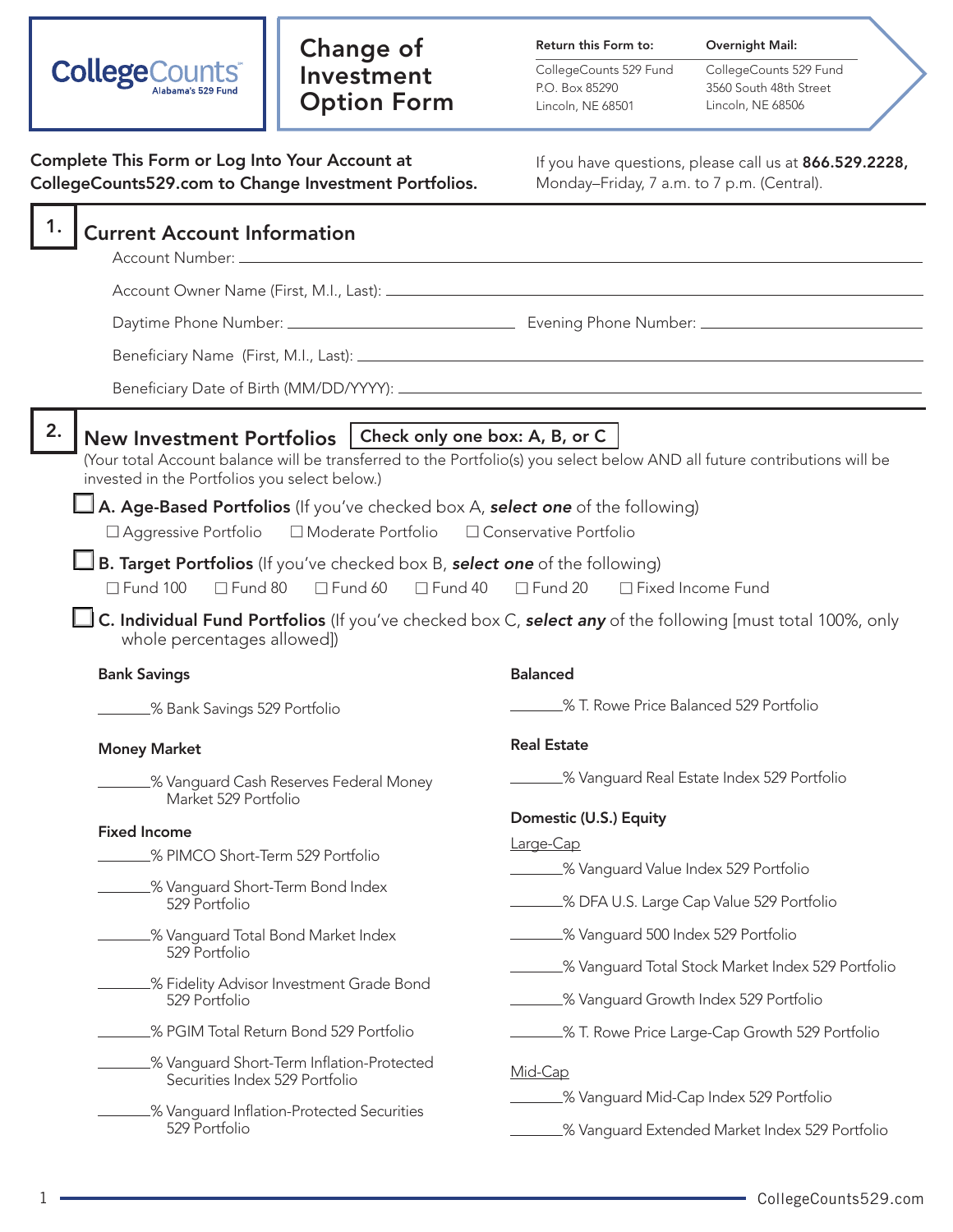CollegeCounts
Alabama's 529 Fund

# Change of Investment Option Form

**Return this Form to:**
CollegeCounts 529 Fund
P.O. Box 85290
Lincoln, NE 68501

**Overnight Mail:**
CollegeCounts 529 Fund
3560 South 48th Street
Lincoln, NE 68506

**Complete This Form or Log Into Your Account at CollegeCounts529.com to Change Investment Portfolios.**

If you have questions, please call us at **866.529.2228,** Monday–Friday, 7 a.m. to 7 p.m. (Central).

## 1. Current Account Information

Account Number: ______________________________

Account Owner Name (First, M.I., Last): ______________________________

Daytime Phone Number: ______________________ Evening Phone Number: ______________________

Beneficiary Name (First, M.I., Last): ______________________________

Beneficiary Date of Birth (MM/DD/YYYY): ______________________________

## 2. New Investment Portfolios — Check only one box: A, B, or C

(Your total Account balance will be transferred to the Portfolio(s) you select below AND all future contributions will be invested in the Portfolios you select below.)

☐ **A. Age-Based Portfolios** (If you've checked box A, ***select one*** of the following)

☐ Aggressive Portfolio ☐ Moderate Portfolio ☐ Conservative Portfolio

☐ **B. Target Portfolios** (If you've checked box B, ***select one*** of the following)

☐ Fund 100 ☐ Fund 80 ☐ Fund 60 ☐ Fund 40 ☐ Fund 20 ☐ Fixed Income Fund

☐ **C. Individual Fund Portfolios** (If you've checked box C, ***select any*** of the following [must total 100%, only whole percentages allowed])

**Bank Savings**

_______% Bank Savings 529 Portfolio

**Money Market**

_______% Vanguard Cash Reserves Federal Money Market 529 Portfolio

**Fixed Income**

_______% PIMCO Short-Term 529 Portfolio

_______% Vanguard Short-Term Bond Index 529 Portfolio

_______% Vanguard Total Bond Market Index 529 Portfolio

_______% Fidelity Advisor Investment Grade Bond 529 Portfolio

_______% PGIM Total Return Bond 529 Portfolio

_______% Vanguard Short-Term Inflation-Protected Securities Index 529 Portfolio

_______% Vanguard Inflation-Protected Securities 529 Portfolio

**Balanced**

_______% T. Rowe Price Balanced 529 Portfolio

**Real Estate**

_______% Vanguard Real Estate Index 529 Portfolio

**Domestic (U.S.) Equity**

Large-Cap

_______% Vanguard Value Index 529 Portfolio

_______% DFA U.S. Large Cap Value 529 Portfolio

_______% Vanguard 500 Index 529 Portfolio

_______% Vanguard Total Stock Market Index 529 Portfolio

_______% Vanguard Growth Index 529 Portfolio

_______% T. Rowe Price Large-Cap Growth 529 Portfolio

Mid-Cap

_______% Vanguard Mid-Cap Index 529 Portfolio

_______% Vanguard Extended Market Index 529 Portfolio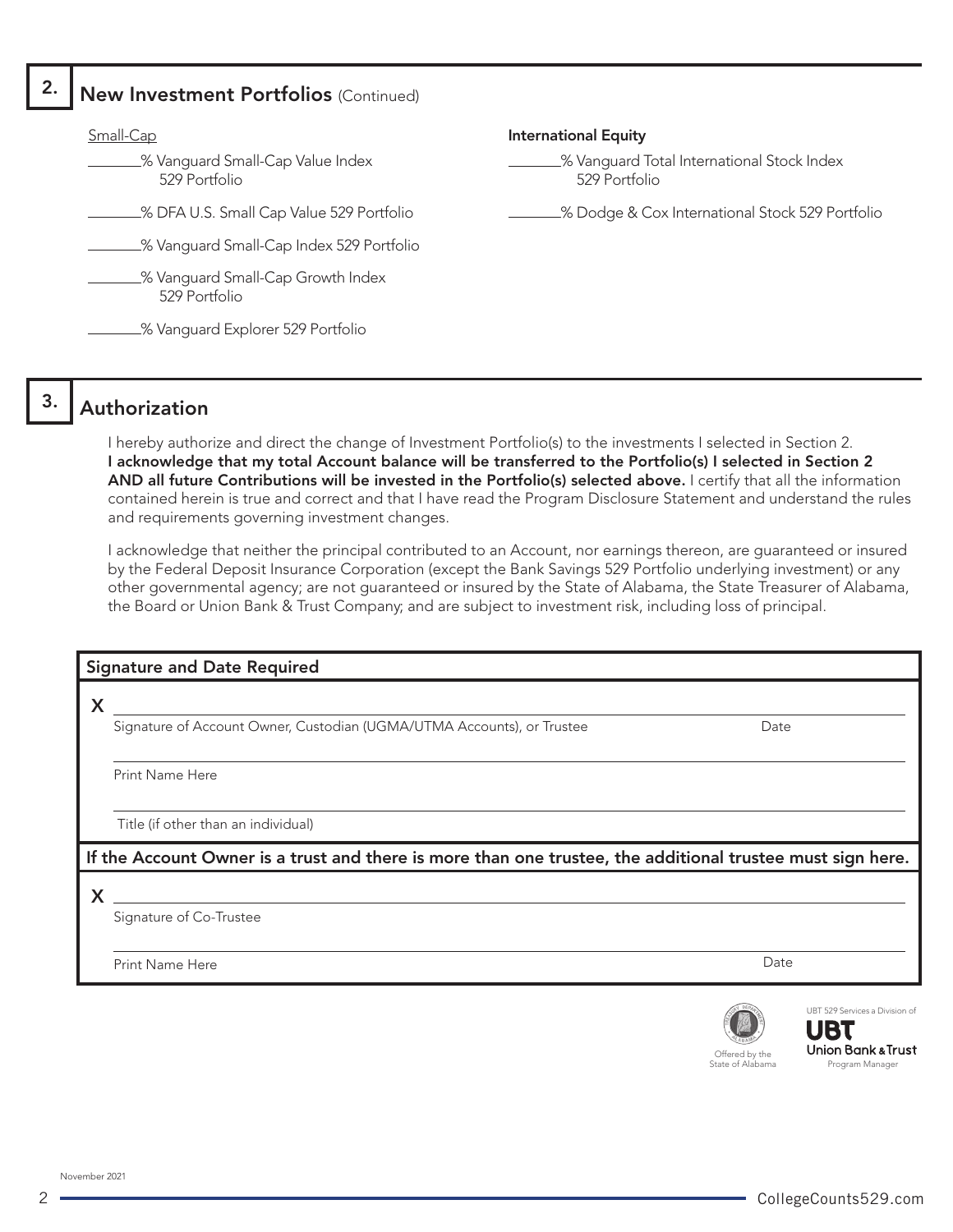## 2. New Investment Portfolios (Continued)

Small-Cap

_______% Vanguard Small-Cap Value Index 529 Portfolio

_______% DFA U.S. Small Cap Value 529 Portfolio

_______% Vanguard Small-Cap Index 529 Portfolio

_______% Vanguard Small-Cap Growth Index 529 Portfolio

_______% Vanguard Explorer 529 Portfolio

**International Equity**

_______% Vanguard Total International Stock Index 529 Portfolio

_______% Dodge & Cox International Stock 529 Portfolio

## 3. Authorization

I hereby authorize and direct the change of Investment Portfolio(s) to the investments I selected in Section 2. **I acknowledge that my total Account balance will be transferred to the Portfolio(s) I selected in Section 2 AND all future Contributions will be invested in the Portfolio(s) selected above.** I certify that all the information contained herein is true and correct and that I have read the Program Disclosure Statement and understand the rules and requirements governing investment changes.

I acknowledge that neither the principal contributed to an Account, nor earnings thereon, are guaranteed or insured by the Federal Deposit Insurance Corporation (except the Bank Savings 529 Portfolio underlying investment) or any other governmental agency; are not guaranteed or insured by the State of Alabama, the State Treasurer of Alabama, the Board or Union Bank & Trust Company; and are subject to investment risk, including loss of principal.

**Signature and Date Required**

X ______________________________________________________________

Signature of Account Owner, Custodian (UGMA/UTMA Accounts), or Trustee  Date

______________________________________________________________

Print Name Here

______________________________________________________________

Title (if other than an individual)

**If the Account Owner is a trust and there is more than one trustee, the additional trustee must sign here.**

X ______________________________________________________________

Signature of Co-Trustee

______________________________________________________________

Print Name Here  Date

Offered by the State of Alabama

UBT 529 Services a Division of UBT Union Bank & Trust Program Manager

November 2021

CollegeCounts529.com